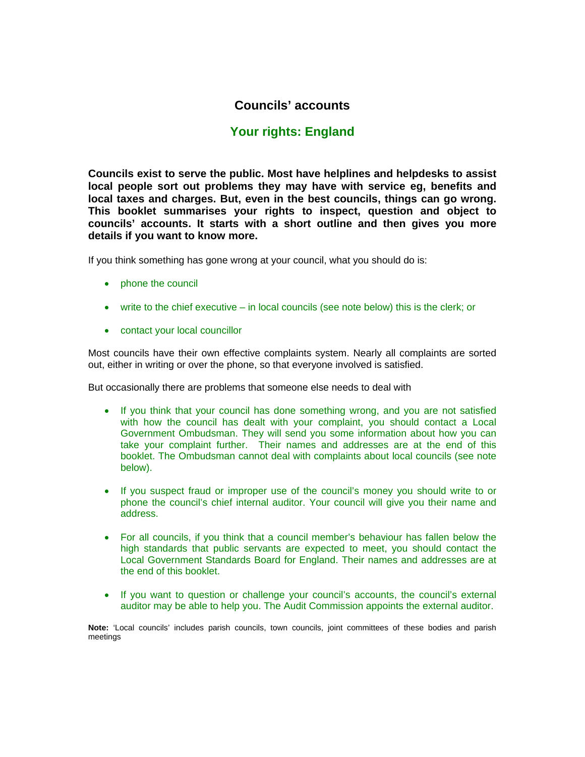# Councils' accounts

## Your rights: England

**Councils exist to serve the public. Most have helplines and helpdesks to assist local people sort out problems they may have with service eg, benefits and local taxes and charges. But, even in the best councils, things can go wrong. This booklet summarises your rights to inspect, question and object to councils' accounts. It starts with a short outline and then gives you more details if you want to know more.**

If you think something has gone wrong at your council, what you should do is:

- phone the council
- write to the chief executive – in local councils (see note below) this is the clerk; or
- contact your local councillor

Most councils have their own effective complaints system. Nearly all complaints are sorted out, either in writing or over the phone, so that everyone involved is satisfied.

But occasionally there are problems that someone else needs to deal with

- If you think that your council has done something wrong, and you are not satisfied with how the council has dealt with your complaint, you should contact a Local Government Ombudsman. They will send you some information about how you can take your complaint further. Their names and addresses are at the end of this booklet. The Ombudsman cannot deal with complaints about local councils (see note below).
- If you suspect fraud or improper use of the council's money you should write to or phone the council's chief internal auditor. Your council will give you their name and address.
- For all councils, if you think that a council member's behaviour has fallen below the high standards that public servants are expected to meet, you should contact the Local Government Standards Board for England. Their names and addresses are at the end of this booklet.
- If you want to question or challenge your council's accounts, the council's external auditor may be able to help you. The Audit Commission appoints the external auditor.

**Note:** 'Local councils' includes parish councils, town councils, joint committees of these bodies and parish meetings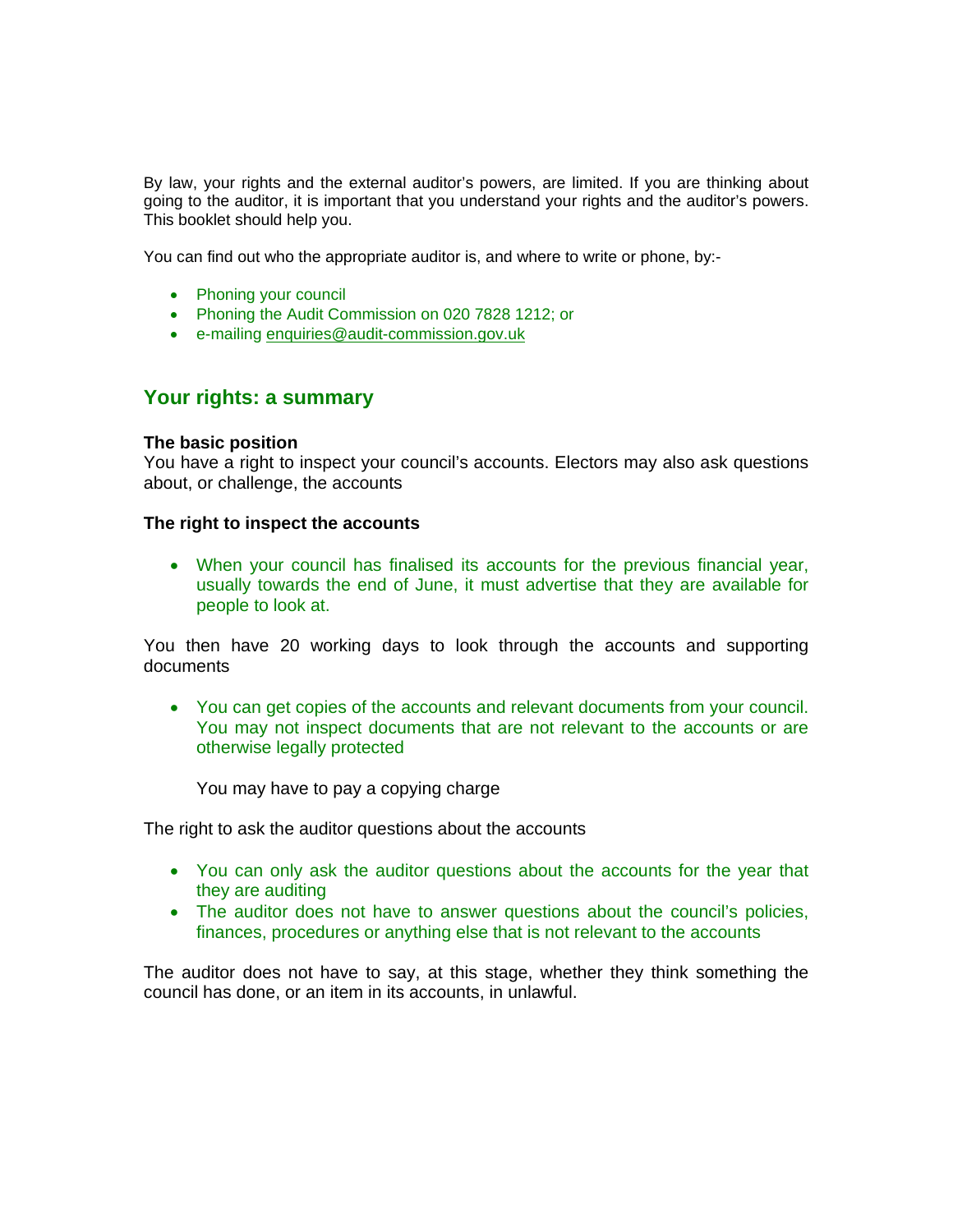By law, your rights and the external auditor's powers, are limited. If you are thinking about going to the auditor, it is important that you understand your rights and the auditor's powers. This booklet should help you.

You can find out who the appropriate auditor is, and where to write or phone, by:-

- Phoning your council
- Phoning the Audit Commission on 020 7828 1212; or
- e-mailing enquiries@audit-commission.gov.uk

## Your rights: a summary

**The basic position**
You have a right to inspect your council's accounts. Electors may also ask questions about, or challenge, the accounts

**The right to inspect the accounts**

- When your council has finalised its accounts for the previous financial year, usually towards the end of June, it must advertise that they are available for people to look at.

You then have 20 working days to look through the accounts and supporting documents

- You can get copies of the accounts and relevant documents from your council. You may not inspect documents that are not relevant to the accounts or are otherwise legally protected

  You may have to pay a copying charge

The right to ask the auditor questions about the accounts

- You can only ask the auditor questions about the accounts for the year that they are auditing
- The auditor does not have to answer questions about the council's policies, finances, procedures or anything else that is not relevant to the accounts

The auditor does not have to say, at this stage, whether they think something the council has done, or an item in its accounts, in unlawful.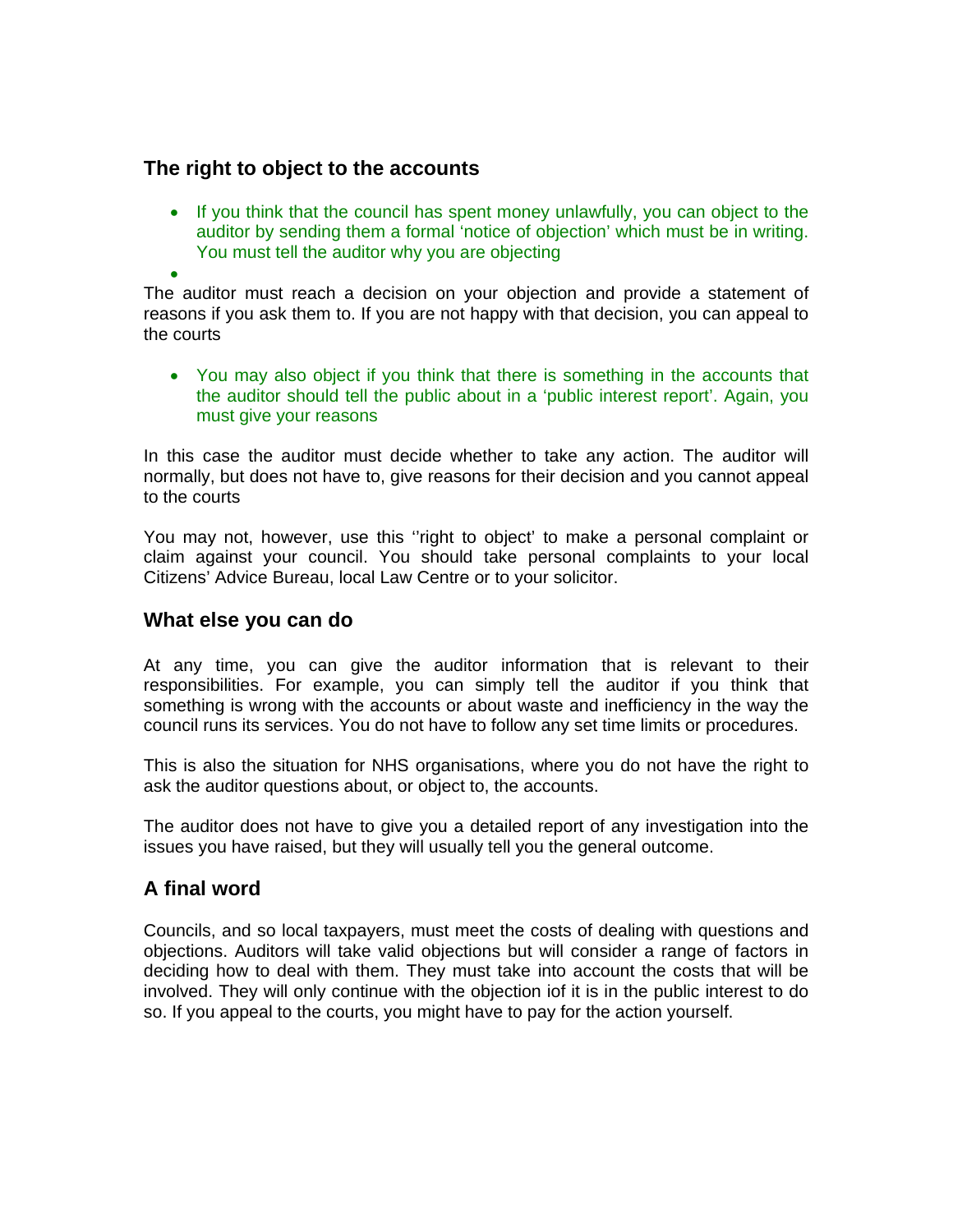## The right to object to the accounts

- If you think that the council has spent money unlawfully, you can object to the auditor by sending them a formal 'notice of objection' which must be in writing. You must tell the auditor why you are objecting
-

The auditor must reach a decision on your objection and provide a statement of reasons if you ask them to. If you are not happy with that decision, you can appeal to the courts

- You may also object if you think that there is something in the accounts that the auditor should tell the public about in a 'public interest report'. Again, you must give your reasons

In this case the auditor must decide whether to take any action. The auditor will normally, but does not have to, give reasons for their decision and you cannot appeal to the courts

You may not, however, use this ''right to object' to make a personal complaint or claim against your council. You should take personal complaints to your local Citizens' Advice Bureau, local Law Centre or to your solicitor.

## What else you can do

At any time, you can give the auditor information that is relevant to their responsibilities. For example, you can simply tell the auditor if you think that something is wrong with the accounts or about waste and inefficiency in the way the council runs its services. You do not have to follow any set time limits or procedures.

This is also the situation for NHS organisations, where you do not have the right to ask the auditor questions about, or object to, the accounts.

The auditor does not have to give you a detailed report of any investigation into the issues you have raised, but they will usually tell you the general outcome.

## A final word

Councils, and so local taxpayers, must meet the costs of dealing with questions and objections. Auditors will take valid objections but will consider a range of factors in deciding how to deal with them. They must take into account the costs that will be involved. They will only continue with the objection iof it is in the public interest to do so. If you appeal to the courts, you might have to pay for the action yourself.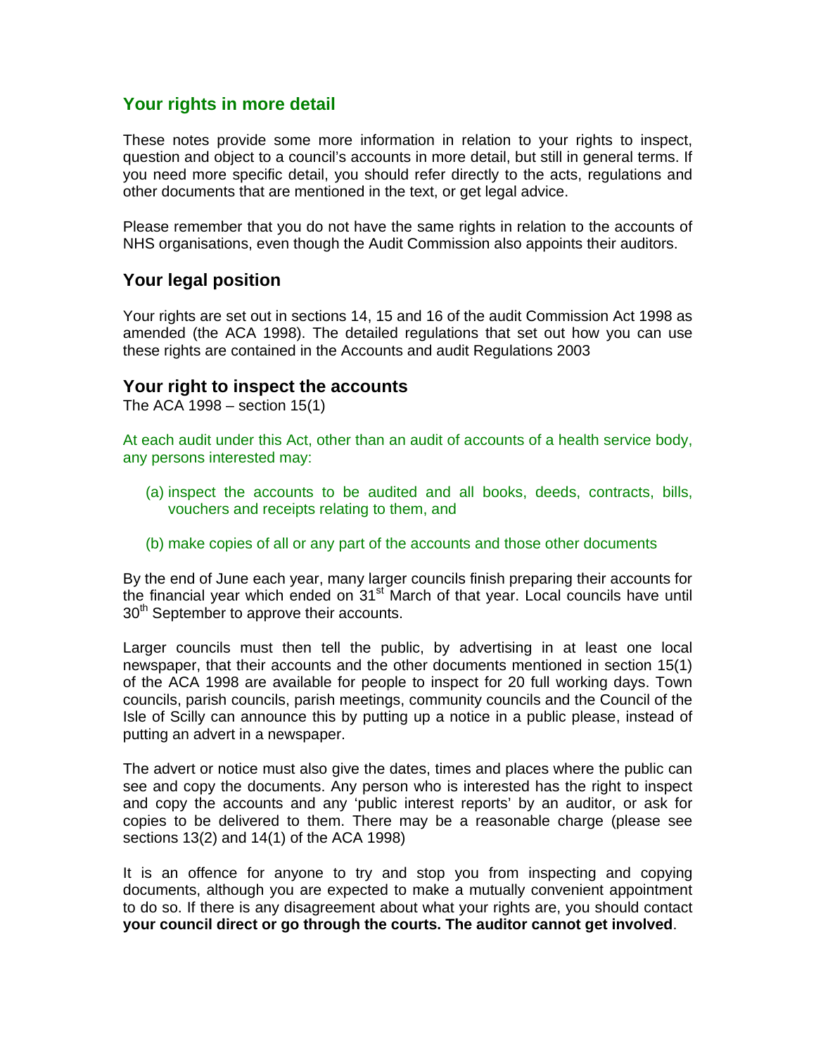## Your rights in more detail

These notes provide some more information in relation to your rights to inspect, question and object to a council's accounts in more detail, but still in general terms. If you need more specific detail, you should refer directly to the acts, regulations and other documents that are mentioned in the text, or get legal advice.

Please remember that you do not have the same rights in relation to the accounts of NHS organisations, even though the Audit Commission also appoints their auditors.

## Your legal position

Your rights are set out in sections 14, 15 and 16 of the audit Commission Act 1998 as amended (the ACA 1998). The detailed regulations that set out how you can use these rights are contained in the Accounts and audit Regulations 2003

### Your right to inspect the accounts

The ACA 1998 – section 15(1)

At each audit under this Act, other than an audit of accounts of a health service body, any persons interested may:

(a) inspect the accounts to be audited and all books, deeds, contracts, bills, vouchers and receipts relating to them, and

(b) make copies of all or any part of the accounts and those other documents

By the end of June each year, many larger councils finish preparing their accounts for the financial year which ended on 31st March of that year. Local councils have until 30th September to approve their accounts.

Larger councils must then tell the public, by advertising in at least one local newspaper, that their accounts and the other documents mentioned in section 15(1) of the ACA 1998 are available for people to inspect for 20 full working days. Town councils, parish councils, parish meetings, community councils and the Council of the Isle of Scilly can announce this by putting up a notice in a public please, instead of putting an advert in a newspaper.

The advert or notice must also give the dates, times and places where the public can see and copy the documents. Any person who is interested has the right to inspect and copy the accounts and any 'public interest reports' by an auditor, or ask for copies to be delivered to them. There may be a reasonable charge (please see sections 13(2) and 14(1) of the ACA 1998)

It is an offence for anyone to try and stop you from inspecting and copying documents, although you are expected to make a mutually convenient appointment to do so. If there is any disagreement about what your rights are, you should contact **your council direct or go through the courts. The auditor cannot get involved**.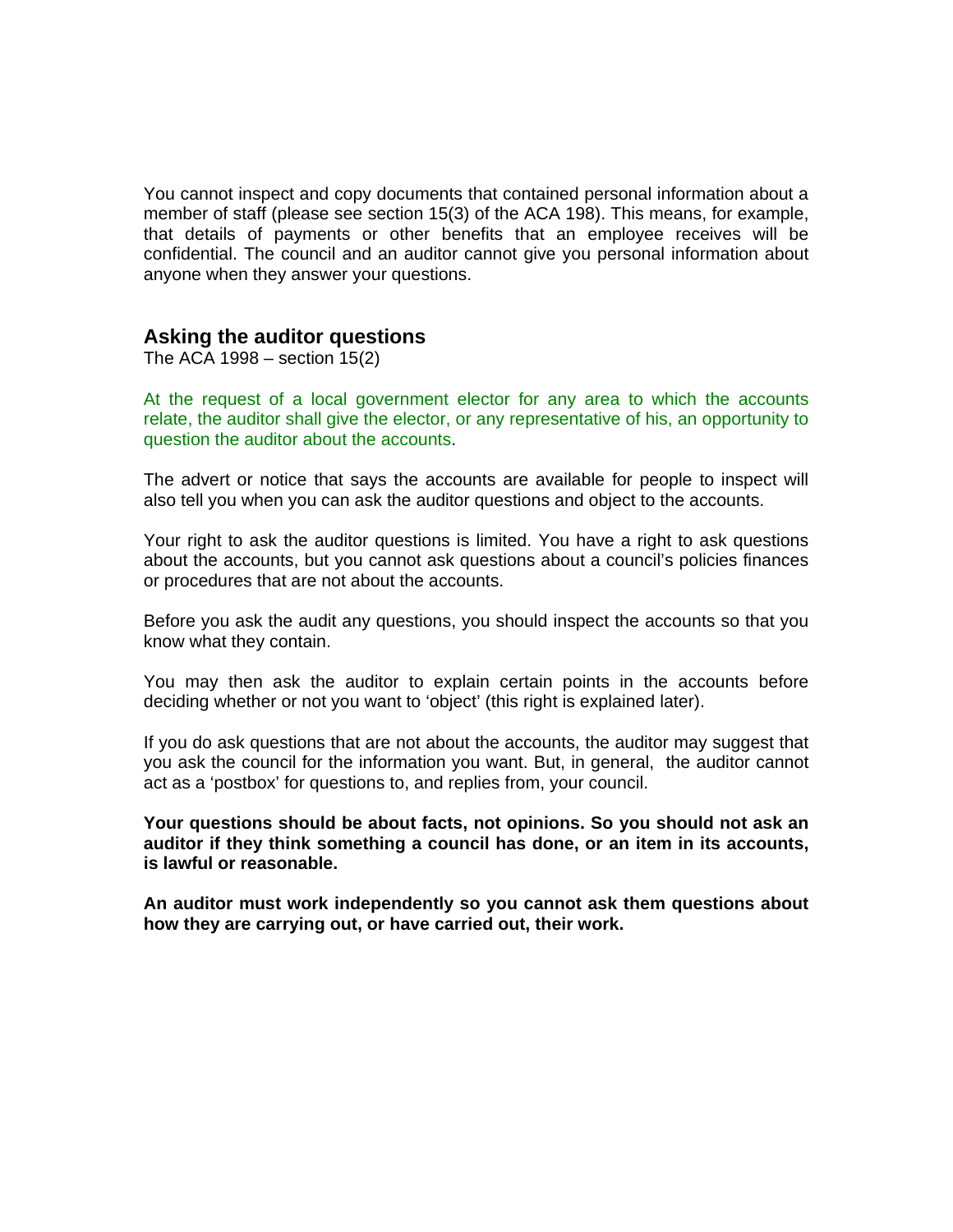You cannot inspect and copy documents that contained personal information about a member of staff (please see section 15(3) of the ACA 198). This means, for example, that details of payments or other benefits that an employee receives will be confidential. The council and an auditor cannot give you personal information about anyone when they answer your questions.

## Asking the auditor questions

The ACA 1998 – section 15(2)

At the request of a local government elector for any area to which the accounts relate, the auditor shall give the elector, or any representative of his, an opportunity to question the auditor about the accounts.

The advert or notice that says the accounts are available for people to inspect will also tell you when you can ask the auditor questions and object to the accounts.

Your right to ask the auditor questions is limited. You have a right to ask questions about the accounts, but you cannot ask questions about a council's policies finances or procedures that are not about the accounts.

Before you ask the audit any questions, you should inspect the accounts so that you know what they contain.

You may then ask the auditor to explain certain points in the accounts before deciding whether or not you want to 'object' (this right is explained later).

If you do ask questions that are not about the accounts, the auditor may suggest that you ask the council for the information you want. But, in general, the auditor cannot act as a 'postbox' for questions to, and replies from, your council.

**Your questions should be about facts, not opinions. So you should not ask an auditor if they think something a council has done, or an item in its accounts, is lawful or reasonable.**

**An auditor must work independently so you cannot ask them questions about how they are carrying out, or have carried out, their work.**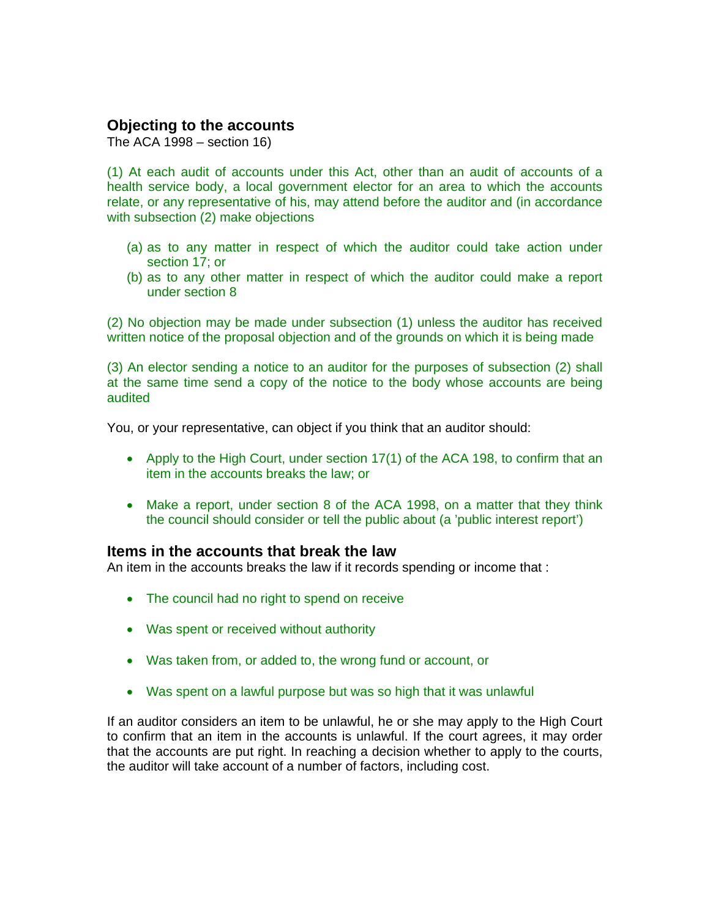## Objecting to the accounts

The ACA 1998 – section 16)

(1) At each audit of accounts under this Act, other than an audit of accounts of a health service body, a local government elector for an area to which the accounts relate, or any representative of his, may attend before the auditor and (in accordance with subsection (2) make objections

(a) as to any matter in respect of which the auditor could take action under section 17; or
(b) as to any other matter in respect of which the auditor could make a report under section 8

(2) No objection may be made under subsection (1) unless the auditor has received written notice of the proposal objection and of the grounds on which it is being made

(3) An elector sending a notice to an auditor for the purposes of subsection (2) shall at the same time send a copy of the notice to the body whose accounts are being audited

You, or your representative, can object if you think that an auditor should:

- Apply to the High Court, under section 17(1) of the ACA 198, to confirm that an item in the accounts breaks the law; or
- Make a report, under section 8 of the ACA 1998, on a matter that they think the council should consider or tell the public about (a 'public interest report')

## Items in the accounts that break the law

An item in the accounts breaks the law if it records spending or income that :

- The council had no right to spend on receive
- Was spent or received without authority
- Was taken from, or added to, the wrong fund or account, or
- Was spent on a lawful purpose but was so high that it was unlawful

If an auditor considers an item to be unlawful, he or she may apply to the High Court to confirm that an item in the accounts is unlawful. If the court agrees, it may order that the accounts are put right. In reaching a decision whether to apply to the courts, the auditor will take account of a number of factors, including cost.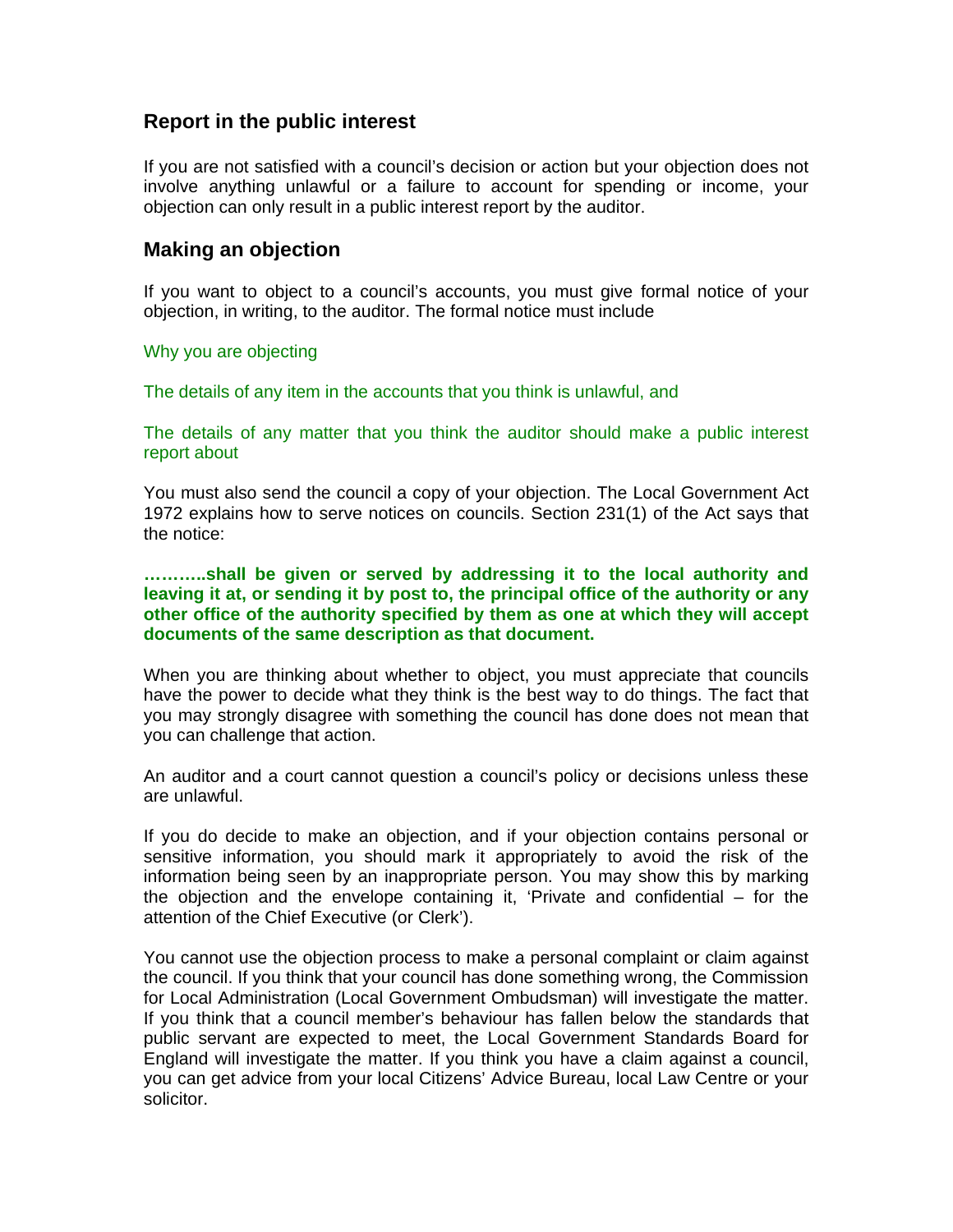## Report in the public interest

If you are not satisfied with a council's decision or action but your objection does not involve anything unlawful or a failure to account for spending or income, your objection can only result in a public interest report by the auditor.

## Making an objection

If you want to object to a council's accounts, you must give formal notice of your objection, in writing, to the auditor. The formal notice must include

Why you are objecting

The details of any item in the accounts that you think is unlawful, and

The details of any matter that you think the auditor should make a public interest report about

You must also send the council a copy of your objection. The Local Government Act 1972 explains how to serve notices on councils. Section 231(1) of the Act says that the notice:

**………..shall be given or served by addressing it to the local authority and leaving it at, or sending it by post to, the principal office of the authority or any other office of the authority specified by them as one at which they will accept documents of the same description as that document.**

When you are thinking about whether to object, you must appreciate that councils have the power to decide what they think is the best way to do things. The fact that you may strongly disagree with something the council has done does not mean that you can challenge that action.

An auditor and a court cannot question a council's policy or decisions unless these are unlawful.

If you do decide to make an objection, and if your objection contains personal or sensitive information, you should mark it appropriately to avoid the risk of the information being seen by an inappropriate person. You may show this by marking the objection and the envelope containing it, 'Private and confidential – for the attention of the Chief Executive (or Clerk').

You cannot use the objection process to make a personal complaint or claim against the council. If you think that your council has done something wrong, the Commission for Local Administration (Local Government Ombudsman) will investigate the matter. If you think that a council member's behaviour has fallen below the standards that public servant are expected to meet, the Local Government Standards Board for England will investigate the matter. If you think you have a claim against a council, you can get advice from your local Citizens' Advice Bureau, local Law Centre or your solicitor.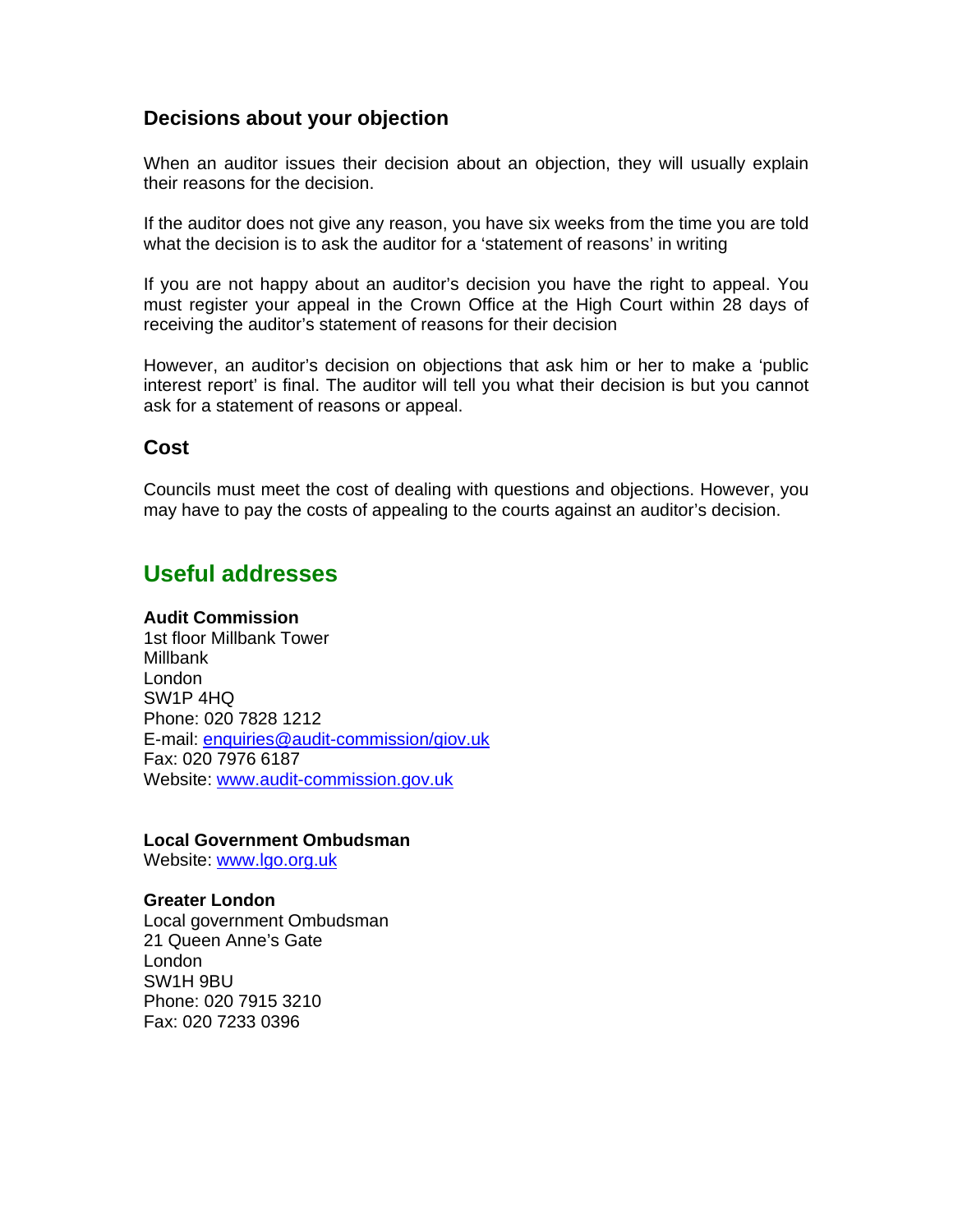### Decisions about your objection

When an auditor issues their decision about an objection, they will usually explain their reasons for the decision.

If the auditor does not give any reason, you have six weeks from the time you are told what the decision is to ask the auditor for a 'statement of reasons' in writing

If you are not happy about an auditor's decision you have the right to appeal. You must register your appeal in the Crown Office at the High Court within 28 days of receiving the auditor's statement of reasons for their decision

However, an auditor's decision on objections that ask him or her to make a 'public interest report' is final. The auditor will tell you what their decision is but you cannot ask for a statement of reasons or appeal.

### Cost

Councils must meet the cost of dealing with questions and objections. However, you may have to pay the costs of appealing to the courts against an auditor's decision.

## Useful addresses

**Audit Commission**
1st floor Millbank Tower
Millbank
London
SW1P 4HQ
Phone: 020 7828 1212
E-mail: enquiries@audit-commission/giov.uk
Fax: 020 7976 6187
Website: www.audit-commission.gov.uk

**Local Government Ombudsman**
Website: www.lgo.org.uk

**Greater London**
Local government Ombudsman
21 Queen Anne's Gate
London
SW1H 9BU
Phone: 020 7915 3210
Fax: 020 7233 0396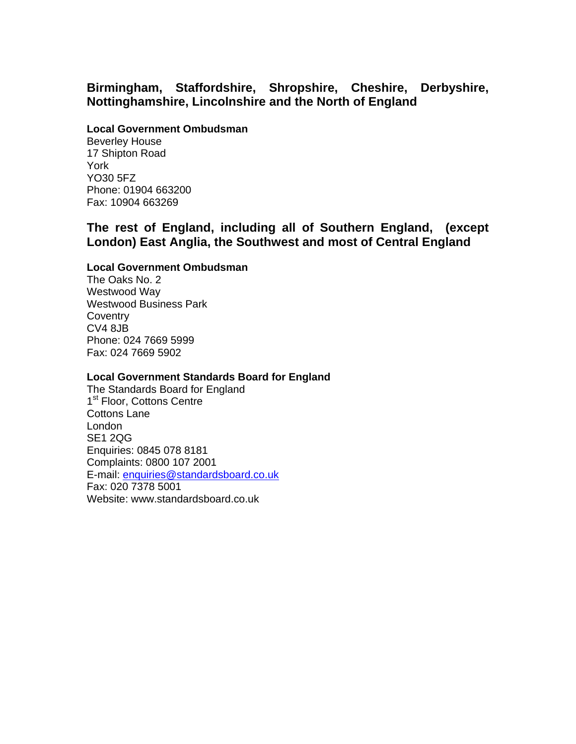## Birmingham, Staffordshire, Shropshire, Cheshire, Derbyshire, Nottinghamshire, Lincolnshire and the North of England

**Local Government Ombudsman**
Beverley House
17 Shipton Road
York
YO30 5FZ
Phone: 01904 663200
Fax: 10904 663269

## The rest of England, including all of Southern England, (except London) East Anglia, the Southwest and most of Central England

**Local Government Ombudsman**
The Oaks No. 2
Westwood Way
Westwood Business Park
Coventry
CV4 8JB
Phone: 024 7669 5999
Fax: 024 7669 5902

**Local Government Standards Board for England**
The Standards Board for England
1st Floor, Cottons Centre
Cottons Lane
London
SE1 2QG
Enquiries: 0845 078 8181
Complaints: 0800 107 2001
E-mail: enquiries@standardsboard.co.uk
Fax: 020 7378 5001
Website: www.standardsboard.co.uk